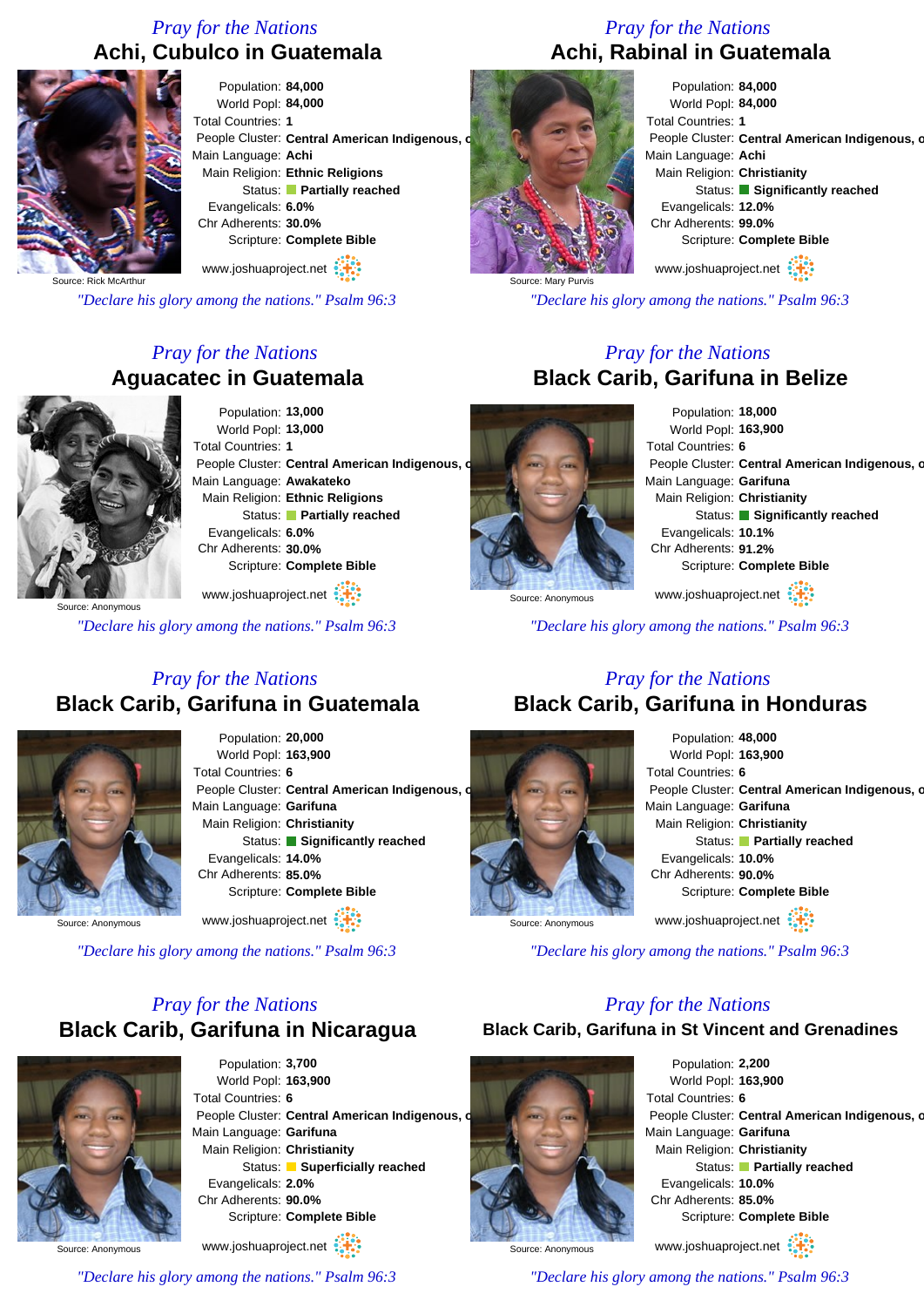*Pray for the Nations*

## Achi, Cubulco in Guatemala

Source: Rick McArthur

Population: **84,000**
World Popl: **84,000**
Total Countries: **1**
People Cluster: **Central American Indigenous, o**
Main Language: **Achi**
Main Religion: **Ethnic Religions**
Status: **Partially reached**
Evangelicals: **6.0%**
Chr Adherents: **30.0%**
Scripture: **Complete Bible**

www.joshuaproject.net

*"Declare his glory among the nations." Psalm 96:3*

*Pray for the Nations*

## Achi, Rabinal in Guatemala

Source: Mary Purvis

Population: **84,000**
World Popl: **84,000**
Total Countries: **1**
People Cluster: **Central American Indigenous, o**
Main Language: **Achi**
Main Religion: **Christianity**
Status: **Significantly reached**
Evangelicals: **12.0%**
Chr Adherents: **99.0%**
Scripture: **Complete Bible**

www.joshuaproject.net

*"Declare his glory among the nations." Psalm 96:3*

*Pray for the Nations*

## Aguacatec in Guatemala

Source: Anonymous

Population: **13,000**
World Popl: **13,000**
Total Countries: **1**
People Cluster: **Central American Indigenous, o**
Main Language: **Awakateko**
Main Religion: **Ethnic Religions**
Status: **Partially reached**
Evangelicals: **6.0%**
Chr Adherents: **30.0%**
Scripture: **Complete Bible**

www.joshuaproject.net

*"Declare his glory among the nations." Psalm 96:3*

*Pray for the Nations*

## Black Carib, Garifuna in Belize

Source: Anonymous

Population: **18,000**
World Popl: **163,900**
Total Countries: **6**
People Cluster: **Central American Indigenous, o**
Main Language: **Garifuna**
Main Religion: **Christianity**
Status: **Significantly reached**
Evangelicals: **10.1%**
Chr Adherents: **91.2%**
Scripture: **Complete Bible**

www.joshuaproject.net

*"Declare his glory among the nations." Psalm 96:3*

*Pray for the Nations*

## Black Carib, Garifuna in Guatemala

Source: Anonymous

Population: **20,000**
World Popl: **163,900**
Total Countries: **6**
People Cluster: **Central American Indigenous, o**
Main Language: **Garifuna**
Main Religion: **Christianity**
Status: **Significantly reached**
Evangelicals: **14.0%**
Chr Adherents: **85.0%**
Scripture: **Complete Bible**

www.joshuaproject.net

*"Declare his glory among the nations." Psalm 96:3*

*Pray for the Nations*

## Black Carib, Garifuna in Honduras

Source: Anonymous

Population: **48,000**
World Popl: **163,900**
Total Countries: **6**
People Cluster: **Central American Indigenous, o**
Main Language: **Garifuna**
Main Religion: **Christianity**
Status: **Partially reached**
Evangelicals: **10.0%**
Chr Adherents: **90.0%**
Scripture: **Complete Bible**

www.joshuaproject.net

*"Declare his glory among the nations." Psalm 96:3*

*Pray for the Nations*

## Black Carib, Garifuna in Nicaragua

Source: Anonymous

Population: **3,700**
World Popl: **163,900**
Total Countries: **6**
People Cluster: **Central American Indigenous, o**
Main Language: **Garifuna**
Main Religion: **Christianity**
Status: **Superficially reached**
Evangelicals: **2.0%**
Chr Adherents: **90.0%**
Scripture: **Complete Bible**

www.joshuaproject.net

*"Declare his glory among the nations." Psalm 96:3*

*Pray for the Nations*

## Black Carib, Garifuna in St Vincent and Grenadines

Source: Anonymous

Population: **2,200**
World Popl: **163,900**
Total Countries: **6**
People Cluster: **Central American Indigenous, o**
Main Language: **Garifuna**
Main Religion: **Christianity**
Status: **Partially reached**
Evangelicals: **10.0%**
Chr Adherents: **85.0%**
Scripture: **Complete Bible**

www.joshuaproject.net

*"Declare his glory among the nations." Psalm 96:3*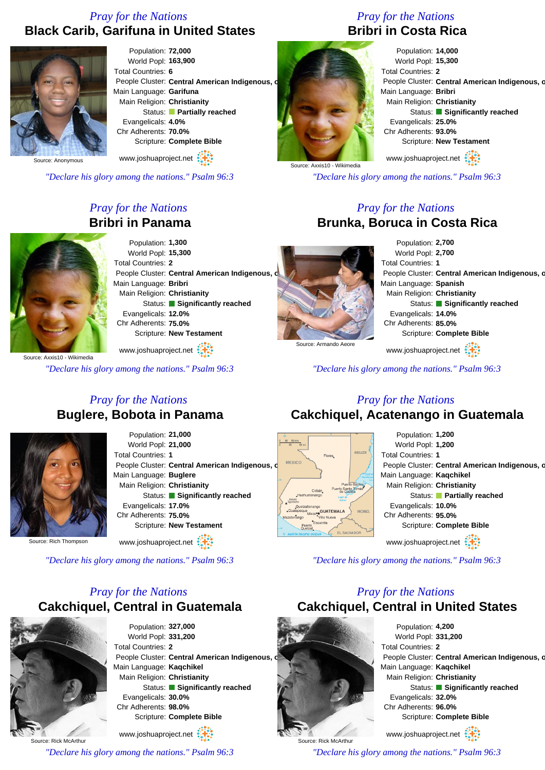## Pray for the Nations
# Black Carib, Garifuna in United States

Source: Anonymous

Population: **72,000**
World Popl: **163,900**
Total Countries: **6**
People Cluster: **Central American Indigenous, o**
Main Language: **Garifuna**
Main Religion: **Christianity**
Status: **Partially reached**
Evangelicals: **4.0%**
Chr Adherents: **70.0%**
Scripture: **Complete Bible**

www.joshuaproject.net

*"Declare his glory among the nations." Psalm 96:3*

## Pray for the Nations
# Bribri in Costa Rica

Source: Axxis10 - Wikimedia

Population: **14,000**
World Popl: **15,300**
Total Countries: **2**
People Cluster: **Central American Indigenous, o**
Main Language: **Bribri**
Main Religion: **Christianity**
Status: **Significantly reached**
Evangelicals: **25.0%**
Chr Adherents: **93.0%**
Scripture: **New Testament**

www.joshuaproject.net

*"Declare his glory among the nations." Psalm 96:3*

## Pray for the Nations
# Bribri in Panama

Source: Axxis10 - Wikimedia

Population: **1,300**
World Popl: **15,300**
Total Countries: **2**
People Cluster: **Central American Indigenous, o**
Main Language: **Bribri**
Main Religion: **Christianity**
Status: **Significantly reached**
Evangelicals: **12.0%**
Chr Adherents: **75.0%**
Scripture: **New Testament**

www.joshuaproject.net

*"Declare his glory among the nations." Psalm 96:3*

## Pray for the Nations
# Brunka, Boruca in Costa Rica

Source: Armando Aeore

Population: **2,700**
World Popl: **2,700**
Total Countries: **1**
People Cluster: **Central American Indigenous, o**
Main Language: **Spanish**
Main Religion: **Christianity**
Status: **Significantly reached**
Evangelicals: **14.0%**
Chr Adherents: **85.0%**
Scripture: **Complete Bible**

www.joshuaproject.net

*"Declare his glory among the nations." Psalm 96:3*

## Pray for the Nations
# Buglere, Bobota in Panama

Source: Rich Thompson

Population: **21,000**
World Popl: **21,000**
Total Countries: **1**
People Cluster: **Central American Indigenous, o**
Main Language: **Buglere**
Main Religion: **Christianity**
Status: **Significantly reached**
Evangelicals: **17.0%**
Chr Adherents: **75.0%**
Scripture: **New Testament**

www.joshuaproject.net

*"Declare his glory among the nations." Psalm 96:3*

## Pray for the Nations
# Cakchiquel, Acatenango in Guatemala

Population: **1,200**
World Popl: **1,200**
Total Countries: **1**
People Cluster: **Central American Indigenous, o**
Main Language: **Kaqchikel**
Main Religion: **Christianity**
Status: **Partially reached**
Evangelicals: **10.0%**
Chr Adherents: **95.0%**
Scripture: **Complete Bible**

www.joshuaproject.net

*"Declare his glory among the nations." Psalm 96:3*

## Pray for the Nations
# Cakchiquel, Central in Guatemala

Source: Rick McArthur

Population: **327,000**
World Popl: **331,200**
Total Countries: **2**
People Cluster: **Central American Indigenous, o**
Main Language: **Kaqchikel**
Main Religion: **Christianity**
Status: **Significantly reached**
Evangelicals: **30.0%**
Chr Adherents: **98.0%**
Scripture: **Complete Bible**

www.joshuaproject.net

*"Declare his glory among the nations." Psalm 96:3*

## Pray for the Nations
# Cakchiquel, Central in United States

Source: Rick McArthur

Population: **4,200**
World Popl: **331,200**
Total Countries: **2**
People Cluster: **Central American Indigenous, o**
Main Language: **Kaqchikel**
Main Religion: **Christianity**
Status: **Significantly reached**
Evangelicals: **32.0%**
Chr Adherents: **96.0%**
Scripture: **Complete Bible**

www.joshuaproject.net

*"Declare his glory among the nations." Psalm 96:3*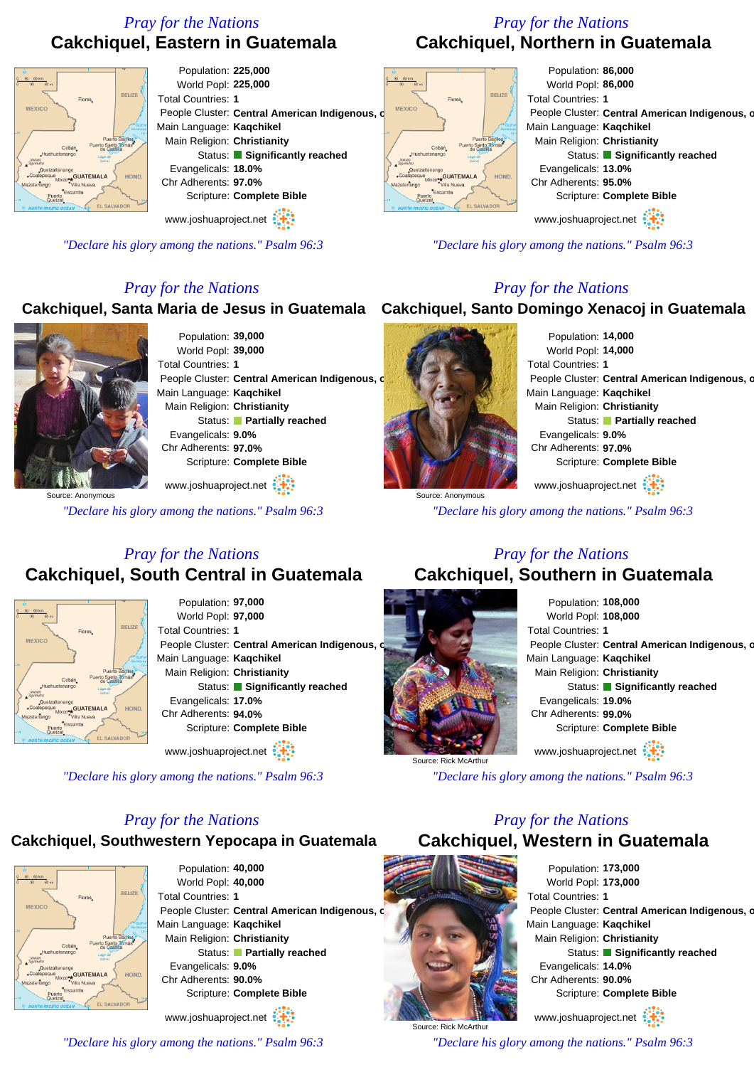## Pray for the Nations

### Cakchiquel, Eastern in Guatemala

Population: **225,000**
World Popl: **225,000**
Total Countries: **1**
People Cluster: **Central American Indigenous, c**
Main Language: **Kaqchikel**
Main Religion: **Christianity**
Status: **Significantly reached**
Evangelicals: **18.0%**
Chr Adherents: **97.0%**
Scripture: **Complete Bible**

www.joshuaproject.net

*"Declare his glory among the nations." Psalm 96:3*

## Pray for the Nations

### Cakchiquel, Northern in Guatemala

Population: **86,000**
World Popl: **86,000**
Total Countries: **1**
People Cluster: **Central American Indigenous, c**
Main Language: **Kaqchikel**
Main Religion: **Christianity**
Status: **Significantly reached**
Evangelicals: **13.0%**
Chr Adherents: **95.0%**
Scripture: **Complete Bible**

www.joshuaproject.net

*"Declare his glory among the nations." Psalm 96:3*

## Pray for the Nations

### Cakchiquel, Santa Maria de Jesus in Guatemala

Source: Anonymous

Population: **39,000**
World Popl: **39,000**
Total Countries: **1**
People Cluster: **Central American Indigenous, c**
Main Language: **Kaqchikel**
Main Religion: **Christianity**
Status: **Partially reached**
Evangelicals: **9.0%**
Chr Adherents: **97.0%**
Scripture: **Complete Bible**

www.joshuaproject.net

*"Declare his glory among the nations." Psalm 96:3*

## Pray for the Nations

### Cakchiquel, Santo Domingo Xenacoj in Guatemala

Source: Anonymous

Population: **14,000**
World Popl: **14,000**
Total Countries: **1**
People Cluster: **Central American Indigenous, c**
Main Language: **Kaqchikel**
Main Religion: **Christianity**
Status: **Partially reached**
Evangelicals: **9.0%**
Chr Adherents: **97.0%**
Scripture: **Complete Bible**

www.joshuaproject.net

*"Declare his glory among the nations." Psalm 96:3*

## Pray for the Nations

### Cakchiquel, South Central in Guatemala

Population: **97,000**
World Popl: **97,000**
Total Countries: **1**
People Cluster: **Central American Indigenous, c**
Main Language: **Kaqchikel**
Main Religion: **Christianity**
Status: **Significantly reached**
Evangelicals: **17.0%**
Chr Adherents: **94.0%**
Scripture: **Complete Bible**

www.joshuaproject.net

*"Declare his glory among the nations." Psalm 96:3*

## Pray for the Nations

### Cakchiquel, Southern in Guatemala

Source: Rick McArthur

Population: **108,000**
World Popl: **108,000**
Total Countries: **1**
People Cluster: **Central American Indigenous, c**
Main Language: **Kaqchikel**
Main Religion: **Christianity**
Status: **Significantly reached**
Evangelicals: **19.0%**
Chr Adherents: **99.0%**
Scripture: **Complete Bible**

www.joshuaproject.net

*"Declare his glory among the nations." Psalm 96:3*

## Pray for the Nations

### Cakchiquel, Southwestern Yepocapa in Guatemala

Population: **40,000**
World Popl: **40,000**
Total Countries: **1**
People Cluster: **Central American Indigenous, c**
Main Language: **Kaqchikel**
Main Religion: **Christianity**
Status: **Partially reached**
Evangelicals: **9.0%**
Chr Adherents: **90.0%**
Scripture: **Complete Bible**

www.joshuaproject.net

*"Declare his glory among the nations." Psalm 96:3*

## Pray for the Nations

### Cakchiquel, Western in Guatemala

Source: Rick McArthur

Population: **173,000**
World Popl: **173,000**
Total Countries: **1**
People Cluster: **Central American Indigenous, c**
Main Language: **Kaqchikel**
Main Religion: **Christianity**
Status: **Significantly reached**
Evangelicals: **14.0%**
Chr Adherents: **90.0%**
Scripture: **Complete Bible**

www.joshuaproject.net

*"Declare his glory among the nations." Psalm 96:3*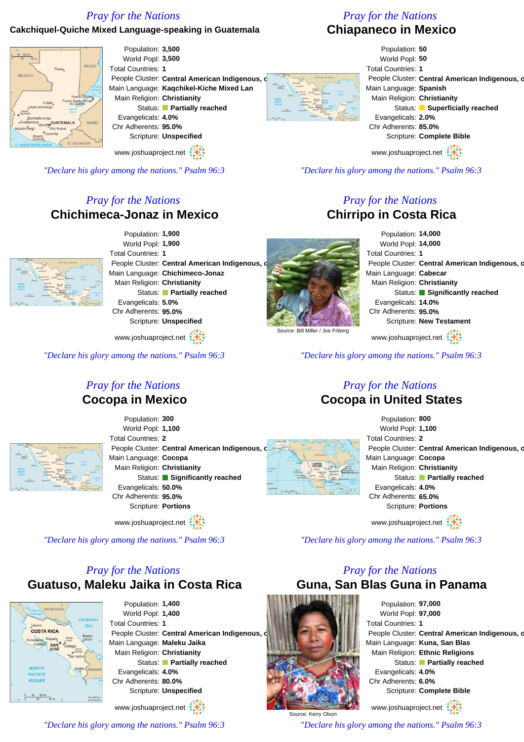## Pray for the Nations

### Cakchiquel-Quiche Mixed Language-speaking in Guatemala

Population: **3,500**
World Popl: **3,500**
Total Countries: **1**
People Cluster: **Central American Indigenous, c**
Main Language: **Kaqchikel-Kiche Mixed Lan**
Main Religion: **Christianity**
Status: **Partially reached**
Evangelicals: **4.0%**
Chr Adherents: **95.0%**
Scripture: **Unspecified**

www.joshuaproject.net

*"Declare his glory among the nations." Psalm 96:3*

## Pray for the Nations

### Chiapaneco in Mexico

Population: **50**
World Popl: **50**
Total Countries: **1**
People Cluster: **Central American Indigenous, c**
Main Language: **Spanish**
Main Religion: **Christianity**
Status: **Superficially reached**
Evangelicals: **2.0%**
Chr Adherents: **85.0%**
Scripture: **Complete Bible**

www.joshuaproject.net

*"Declare his glory among the nations." Psalm 96:3*

## Pray for the Nations

### Chichimeca-Jonaz in Mexico

Population: **1,900**
World Popl: **1,900**
Total Countries: **1**
People Cluster: **Central American Indigenous, c**
Main Language: **Chichimeco-Jonaz**
Main Religion: **Christianity**
Status: **Partially reached**
Evangelicals: **5.0%**
Chr Adherents: **95.0%**
Scripture: **Unspecified**

www.joshuaproject.net

*"Declare his glory among the nations." Psalm 96:3*

## Pray for the Nations

### Chirripo in Costa Rica

Source: Bill Miller / Joe Friberg

Population: **14,000**
World Popl: **14,000**
Total Countries: **1**
People Cluster: **Central American Indigenous, c**
Main Language: **Cabecar**
Main Religion: **Christianity**
Status: **Significantly reached**
Evangelicals: **14.0%**
Chr Adherents: **95.0%**
Scripture: **New Testament**

www.joshuaproject.net

*"Declare his glory among the nations." Psalm 96:3*

## Pray for the Nations

### Cocopa in Mexico

Population: **300**
World Popl: **1,100**
Total Countries: **2**
People Cluster: **Central American Indigenous, c**
Main Language: **Cocopa**
Main Religion: **Christianity**
Status: **Significantly reached**
Evangelicals: **50.0%**
Chr Adherents: **95.0%**
Scripture: **Portions**

www.joshuaproject.net

*"Declare his glory among the nations." Psalm 96:3*

## Pray for the Nations

### Cocopa in United States

Population: **800**
World Popl: **1,100**
Total Countries: **2**
People Cluster: **Central American Indigenous, c**
Main Language: **Cocopa**
Main Religion: **Christianity**
Status: **Partially reached**
Evangelicals: **4.0%**
Chr Adherents: **65.0%**
Scripture: **Portions**

www.joshuaproject.net

*"Declare his glory among the nations." Psalm 96:3*

## Pray for the Nations

### Guatuso, Maleku Jaika in Costa Rica

Population: **1,400**
World Popl: **1,400**
Total Countries: **1**
People Cluster: **Central American Indigenous, c**
Main Language: **Maleku Jaika**
Main Religion: **Christianity**
Status: **Partially reached**
Evangelicals: **4.0%**
Chr Adherents: **80.0%**
Scripture: **Unspecified**

www.joshuaproject.net

*"Declare his glory among the nations." Psalm 96:3*

## Pray for the Nations

### Guna, San Blas Guna in Panama

Source: Kerry Olson

Population: **97,000**
World Popl: **97,000**
Total Countries: **1**
People Cluster: **Central American Indigenous, c**
Main Language: **Kuna, San Blas**
Main Religion: **Ethnic Religions**
Status: **Partially reached**
Evangelicals: **4.0%**
Chr Adherents: **6.0%**
Scripture: **Complete Bible**

www.joshuaproject.net

*"Declare his glory among the nations." Psalm 96:3*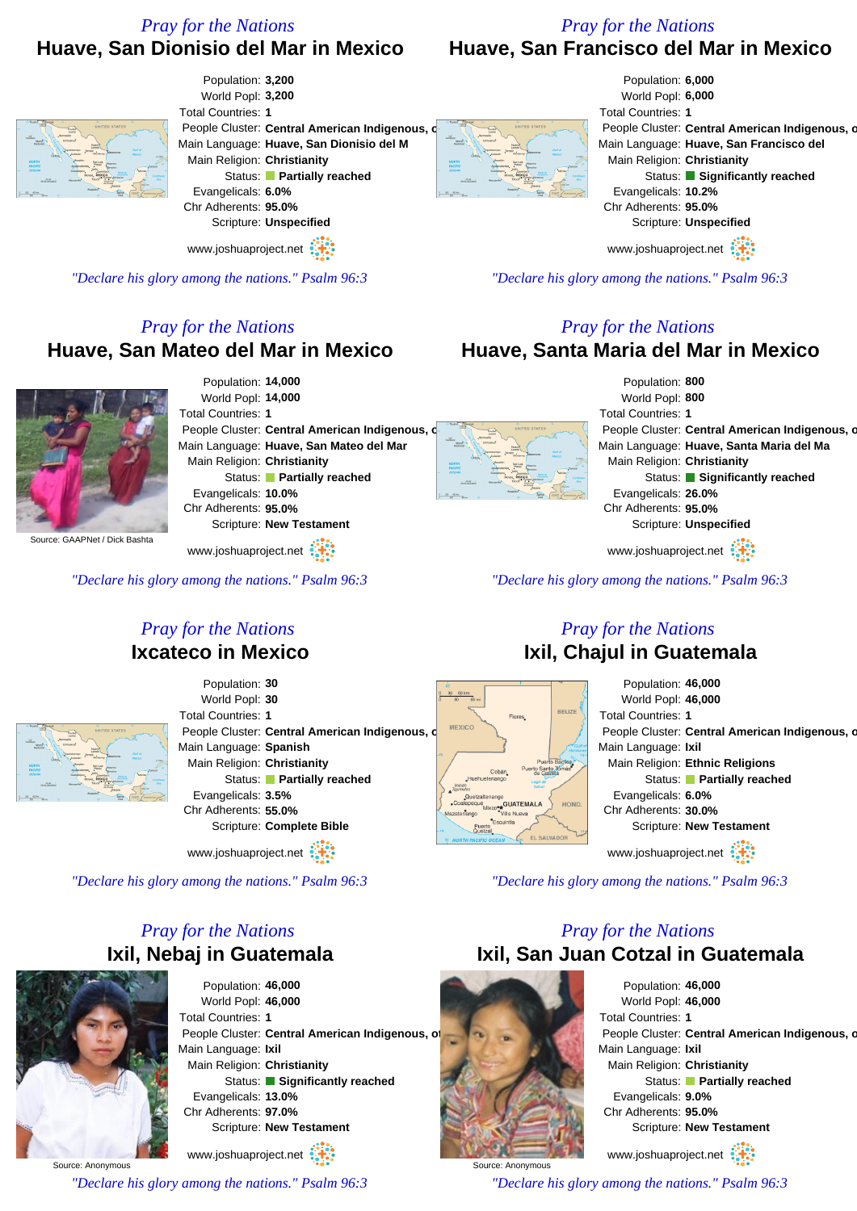*Pray for the Nations*

## Huave, San Dionisio del Mar in Mexico

Population: **3,200**
World Popl: **3,200**
Total Countries: **1**
People Cluster: **Central American Indigenous, o**
Main Language: **Huave, San Dionisio del M**
Main Religion: **Christianity**
Status: **Partially reached**
Evangelicals: **6.0%**
Chr Adherents: **95.0%**
Scripture: **Unspecified**

www.joshuaproject.net

*"Declare his glory among the nations." Psalm 96:3*

*Pray for the Nations*

## Huave, San Francisco del Mar in Mexico

Population: **6,000**
World Popl: **6,000**
Total Countries: **1**
People Cluster: **Central American Indigenous, o**
Main Language: **Huave, San Francisco del**
Main Religion: **Christianity**
Status: **Significantly reached**
Evangelicals: **10.2%**
Chr Adherents: **95.0%**
Scripture: **Unspecified**

www.joshuaproject.net

*"Declare his glory among the nations." Psalm 96:3*

*Pray for the Nations*

## Huave, San Mateo del Mar in Mexico

Source: GAAPNet / Dick Bashta

Population: **14,000**
World Popl: **14,000**
Total Countries: **1**
People Cluster: **Central American Indigenous, o**
Main Language: **Huave, San Mateo del Mar**
Main Religion: **Christianity**
Status: **Partially reached**
Evangelicals: **10.0%**
Chr Adherents: **95.0%**
Scripture: **New Testament**

www.joshuaproject.net

*"Declare his glory among the nations." Psalm 96:3*

*Pray for the Nations*

## Huave, Santa Maria del Mar in Mexico

Population: **800**
World Popl: **800**
Total Countries: **1**
People Cluster: **Central American Indigenous, o**
Main Language: **Huave, Santa Maria del Ma**
Main Religion: **Christianity**
Status: **Significantly reached**
Evangelicals: **26.0%**
Chr Adherents: **95.0%**
Scripture: **Unspecified**

www.joshuaproject.net

*"Declare his glory among the nations." Psalm 96:3*

*Pray for the Nations*

## Ixcateco in Mexico

Population: **30**
World Popl: **30**
Total Countries: **1**
People Cluster: **Central American Indigenous, o**
Main Language: **Spanish**
Main Religion: **Christianity**
Status: **Partially reached**
Evangelicals: **3.5%**
Chr Adherents: **55.0%**
Scripture: **Complete Bible**

www.joshuaproject.net

*"Declare his glory among the nations." Psalm 96:3*

*Pray for the Nations*

## Ixil, Chajul in Guatemala

Population: **46,000**
World Popl: **46,000**
Total Countries: **1**
People Cluster: **Central American Indigenous, o**
Main Language: **Ixil**
Main Religion: **Ethnic Religions**
Status: **Partially reached**
Evangelicals: **6.0%**
Chr Adherents: **30.0%**
Scripture: **New Testament**

www.joshuaproject.net

*"Declare his glory among the nations." Psalm 96:3*

*Pray for the Nations*

## Ixil, Nebaj in Guatemala

Source: Anonymous

Population: **46,000**
World Popl: **46,000**
Total Countries: **1**
People Cluster: **Central American Indigenous, o**
Main Language: **Ixil**
Main Religion: **Christianity**
Status: **Significantly reached**
Evangelicals: **13.0%**
Chr Adherents: **97.0%**
Scripture: **New Testament**

www.joshuaproject.net

*"Declare his glory among the nations." Psalm 96:3*

*Pray for the Nations*

## Ixil, San Juan Cotzal in Guatemala

Source: Anonymous

Population: **46,000**
World Popl: **46,000**
Total Countries: **1**
People Cluster: **Central American Indigenous, o**
Main Language: **Ixil**
Main Religion: **Christianity**
Status: **Partially reached**
Evangelicals: **9.0%**
Chr Adherents: **95.0%**
Scripture: **New Testament**

www.joshuaproject.net

*"Declare his glory among the nations." Psalm 96:3*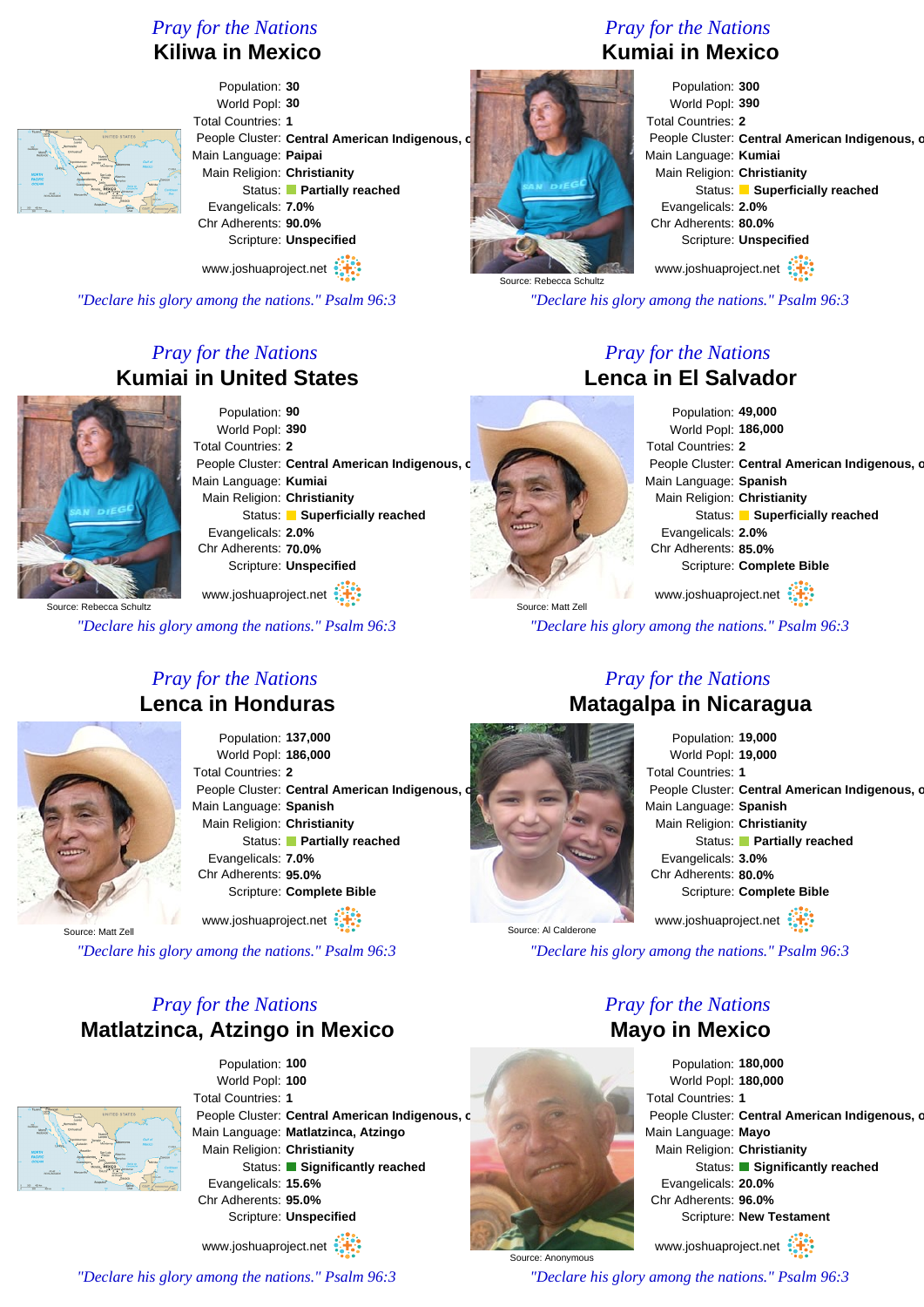## Pray for the Nations

# Kiliwa in Mexico

Population: **30**
World Popl: **30**
Total Countries: **1**
People Cluster: **Central American Indigenous, o**
Main Language: **Paipai**
Main Religion: **Christianity**
Status: **Partially reached**
Evangelicals: **7.0%**
Chr Adherents: **90.0%**
Scripture: **Unspecified**

www.joshuaproject.net

*"Declare his glory among the nations." Psalm 96:3*

## Pray for the Nations

# Kumiai in Mexico

Source: Rebecca Schultz

Population: **300**
World Popl: **390**
Total Countries: **2**
People Cluster: **Central American Indigenous, o**
Main Language: **Kumiai**
Main Religion: **Christianity**
Status: **Superficially reached**
Evangelicals: **2.0%**
Chr Adherents: **80.0%**
Scripture: **Unspecified**

www.joshuaproject.net

*"Declare his glory among the nations." Psalm 96:3*

## Pray for the Nations

# Kumiai in United States

Source: Rebecca Schultz

Population: **90**
World Popl: **390**
Total Countries: **2**
People Cluster: **Central American Indigenous, o**
Main Language: **Kumiai**
Main Religion: **Christianity**
Status: **Superficially reached**
Evangelicals: **2.0%**
Chr Adherents: **70.0%**
Scripture: **Unspecified**

www.joshuaproject.net

*"Declare his glory among the nations." Psalm 96:3*

## Pray for the Nations

# Lenca in El Salvador

Source: Matt Zell

Population: **49,000**
World Popl: **186,000**
Total Countries: **2**
People Cluster: **Central American Indigenous, o**
Main Language: **Spanish**
Main Religion: **Christianity**
Status: **Superficially reached**
Evangelicals: **2.0%**
Chr Adherents: **85.0%**
Scripture: **Complete Bible**

www.joshuaproject.net

*"Declare his glory among the nations." Psalm 96:3*

## Pray for the Nations

# Lenca in Honduras

Source: Matt Zell

Population: **137,000**
World Popl: **186,000**
Total Countries: **2**
People Cluster: **Central American Indigenous, o**
Main Language: **Spanish**
Main Religion: **Christianity**
Status: **Partially reached**
Evangelicals: **7.0%**
Chr Adherents: **95.0%**
Scripture: **Complete Bible**

www.joshuaproject.net

*"Declare his glory among the nations." Psalm 96:3*

## Pray for the Nations

# Matagalpa in Nicaragua

Source: Al Calderone

Population: **19,000**
World Popl: **19,000**
Total Countries: **1**
People Cluster: **Central American Indigenous, o**
Main Language: **Spanish**
Main Religion: **Christianity**
Status: **Partially reached**
Evangelicals: **3.0%**
Chr Adherents: **80.0%**
Scripture: **Complete Bible**

www.joshuaproject.net

*"Declare his glory among the nations." Psalm 96:3*

## Pray for the Nations

# Matlatzinca, Atzingo in Mexico

Population: **100**
World Popl: **100**
Total Countries: **1**
People Cluster: **Central American Indigenous, o**
Main Language: **Matlatzinca, Atzingo**
Main Religion: **Christianity**
Status: **Significantly reached**
Evangelicals: **15.6%**
Chr Adherents: **95.0%**
Scripture: **Unspecified**

www.joshuaproject.net

*"Declare his glory among the nations." Psalm 96:3*

## Pray for the Nations

# Mayo in Mexico

Source: Anonymous

Population: **180,000**
World Popl: **180,000**
Total Countries: **1**
People Cluster: **Central American Indigenous, o**
Main Language: **Mayo**
Main Religion: **Christianity**
Status: **Significantly reached**
Evangelicals: **20.0%**
Chr Adherents: **96.0%**
Scripture: **New Testament**

www.joshuaproject.net

*"Declare his glory among the nations." Psalm 96:3*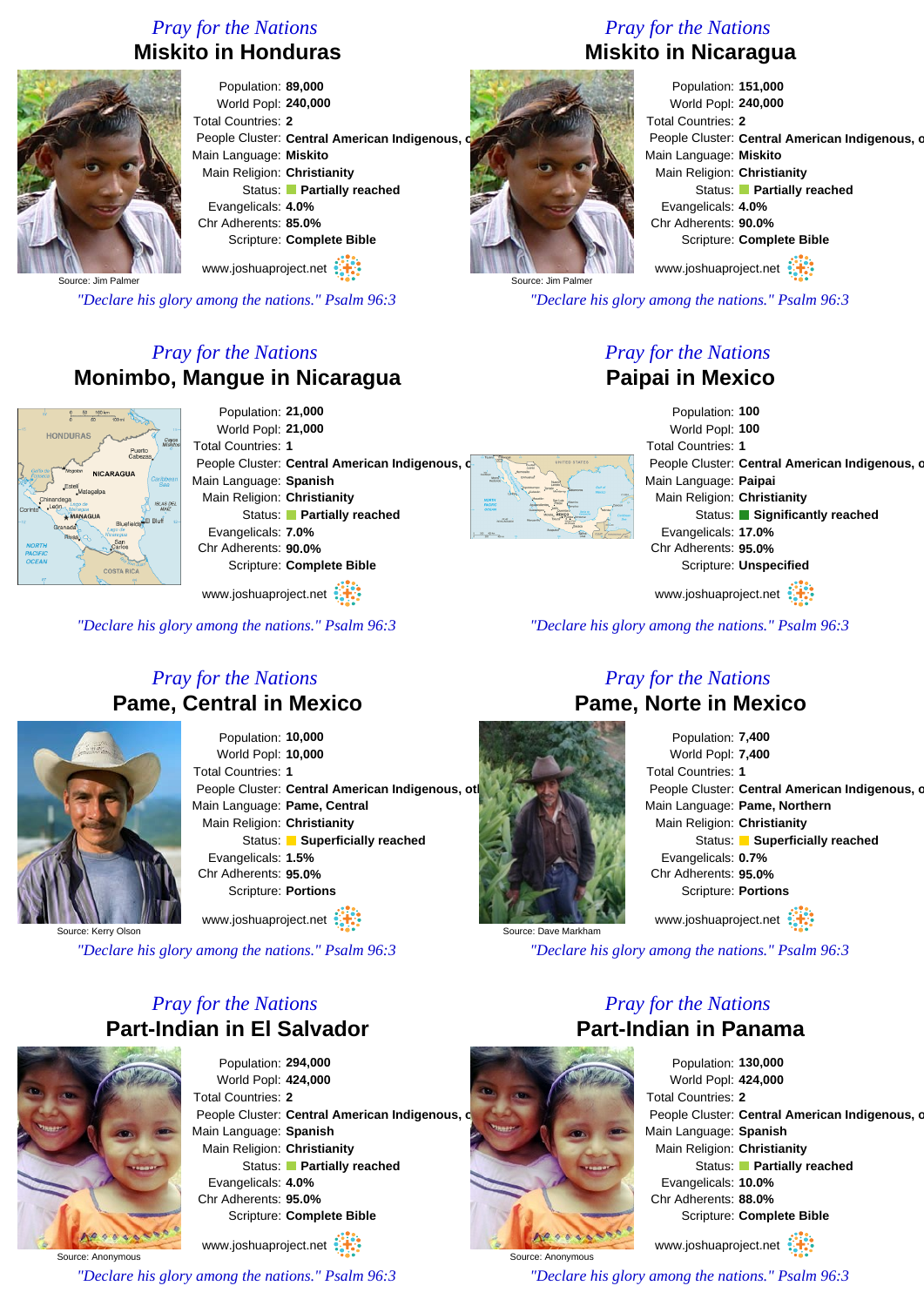## Pray for the Nations

# Miskito in Honduras

Source: Jim Palmer

Population: **89,000**
World Popl: **240,000**
Total Countries: **2**
People Cluster: **Central American Indigenous, o**
Main Language: **Miskito**
Main Religion: **Christianity**
Status: **Partially reached**
Evangelicals: **4.0%**
Chr Adherents: **85.0%**
Scripture: **Complete Bible**

www.joshuaproject.net

*"Declare his glory among the nations." Psalm 96:3*

## Pray for the Nations

# Miskito in Nicaragua

Source: Jim Palmer

Population: **151,000**
World Popl: **240,000**
Total Countries: **2**
People Cluster: **Central American Indigenous, o**
Main Language: **Miskito**
Main Religion: **Christianity**
Status: **Partially reached**
Evangelicals: **4.0%**
Chr Adherents: **90.0%**
Scripture: **Complete Bible**

www.joshuaproject.net

*"Declare his glory among the nations." Psalm 96:3*

## Pray for the Nations

# Monimbo, Mangue in Nicaragua

Population: **21,000**
World Popl: **21,000**
Total Countries: **1**
People Cluster: **Central American Indigenous, o**
Main Language: **Spanish**
Main Religion: **Christianity**
Status: **Partially reached**
Evangelicals: **7.0%**
Chr Adherents: **90.0%**
Scripture: **Complete Bible**

www.joshuaproject.net

*"Declare his glory among the nations." Psalm 96:3*

## Pray for the Nations

# Paipai in Mexico

Population: **100**
World Popl: **100**
Total Countries: **1**
People Cluster: **Central American Indigenous, o**
Main Language: **Paipai**
Main Religion: **Christianity**
Status: **Significantly reached**
Evangelicals: **17.0%**
Chr Adherents: **95.0%**
Scripture: **Unspecified**

www.joshuaproject.net

*"Declare his glory among the nations." Psalm 96:3*

## Pray for the Nations

# Pame, Central in Mexico

Source: Kerry Olson

Population: **10,000**
World Popl: **10,000**
Total Countries: **1**
People Cluster: **Central American Indigenous, ot**
Main Language: **Pame, Central**
Main Religion: **Christianity**
Status: **Superficially reached**
Evangelicals: **1.5%**
Chr Adherents: **95.0%**
Scripture: **Portions**

www.joshuaproject.net

*"Declare his glory among the nations." Psalm 96:3*

## Pray for the Nations

# Pame, Norte in Mexico

Source: Dave Markham

Population: **7,400**
World Popl: **7,400**
Total Countries: **1**
People Cluster: **Central American Indigenous, o**
Main Language: **Pame, Northern**
Main Religion: **Christianity**
Status: **Superficially reached**
Evangelicals: **0.7%**
Chr Adherents: **95.0%**
Scripture: **Portions**

www.joshuaproject.net

*"Declare his glory among the nations." Psalm 96:3*

## Pray for the Nations

# Part-Indian in El Salvador

Source: Anonymous

Population: **294,000**
World Popl: **424,000**
Total Countries: **2**
People Cluster: **Central American Indigenous, o**
Main Language: **Spanish**
Main Religion: **Christianity**
Status: **Partially reached**
Evangelicals: **4.0%**
Chr Adherents: **95.0%**
Scripture: **Complete Bible**

www.joshuaproject.net

*"Declare his glory among the nations." Psalm 96:3*

## Pray for the Nations

# Part-Indian in Panama

Source: Anonymous

Population: **130,000**
World Popl: **424,000**
Total Countries: **2**
People Cluster: **Central American Indigenous, o**
Main Language: **Spanish**
Main Religion: **Christianity**
Status: **Partially reached**
Evangelicals: **10.0%**
Chr Adherents: **88.0%**
Scripture: **Complete Bible**

www.joshuaproject.net

*"Declare his glory among the nations." Psalm 96:3*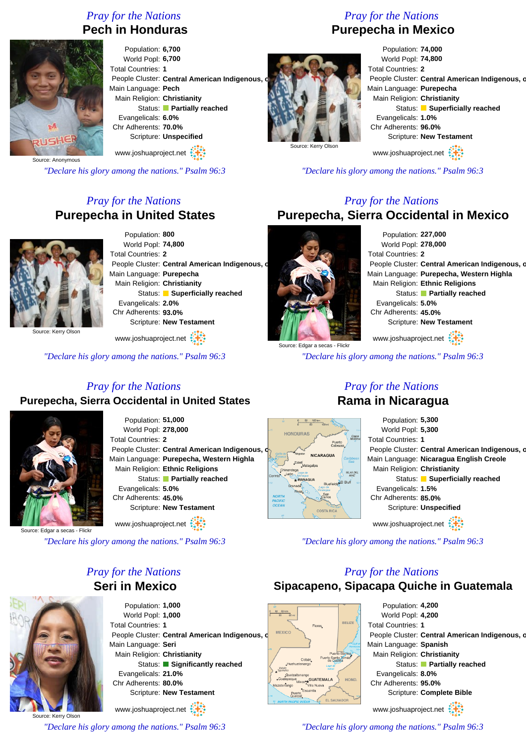## Pray for the Nations

# Pech in Honduras

Source: Anonymous

Population: **6,700**
World Popl: **6,700**
Total Countries: **1**
People Cluster: **Central American Indigenous, o**
Main Language: **Pech**
Main Religion: **Christianity**
Status: **Partially reached**
Evangelicals: **6.0%**
Chr Adherents: **70.0%**
Scripture: **Unspecified**

www.joshuaproject.net

*"Declare his glory among the nations." Psalm 96:3*

## Pray for the Nations

# Purepecha in Mexico

Source: Kerry Olson

Population: **74,000**
World Popl: **74,800**
Total Countries: **2**
People Cluster: **Central American Indigenous, o**
Main Language: **Purepecha**
Main Religion: **Christianity**
Status: **Superficially reached**
Evangelicals: **1.0%**
Chr Adherents: **96.0%**
Scripture: **New Testament**

www.joshuaproject.net

*"Declare his glory among the nations." Psalm 96:3*

## Pray for the Nations

# Purepecha in United States

Source: Kerry Olson

Population: **800**
World Popl: **74,800**
Total Countries: **2**
People Cluster: **Central American Indigenous, o**
Main Language: **Purepecha**
Main Religion: **Christianity**
Status: **Superficially reached**
Evangelicals: **2.0%**
Chr Adherents: **93.0%**
Scripture: **New Testament**

www.joshuaproject.net

*"Declare his glory among the nations." Psalm 96:3*

## Pray for the Nations

# Purepecha, Sierra Occidental in Mexico

Source: Edgar a secas - Flickr

Population: **227,000**
World Popl: **278,000**
Total Countries: **2**
People Cluster: **Central American Indigenous, o**
Main Language: **Purepecha, Western Highla**
Main Religion: **Ethnic Religions**
Status: **Partially reached**
Evangelicals: **5.0%**
Chr Adherents: **45.0%**
Scripture: **New Testament**

www.joshuaproject.net

*"Declare his glory among the nations." Psalm 96:3*

## Pray for the Nations

# Purepecha, Sierra Occidental in United States

Source: Edgar a secas - Flickr

Population: **51,000**
World Popl: **278,000**
Total Countries: **2**
People Cluster: **Central American Indigenous, o**
Main Language: **Purepecha, Western Highla**
Main Religion: **Ethnic Religions**
Status: **Partially reached**
Evangelicals: **5.0%**
Chr Adherents: **45.0%**
Scripture: **New Testament**

www.joshuaproject.net

*"Declare his glory among the nations." Psalm 96:3*

## Pray for the Nations

# Rama in Nicaragua

Population: **5,300**
World Popl: **5,300**
Total Countries: **1**
People Cluster: **Central American Indigenous, o**
Main Language: **Nicaragua English Creole**
Main Religion: **Christianity**
Status: **Superficially reached**
Evangelicals: **1.5%**
Chr Adherents: **85.0%**
Scripture: **Unspecified**

www.joshuaproject.net

*"Declare his glory among the nations." Psalm 96:3*

## Pray for the Nations

# Seri in Mexico

Source: Kerry Olson

Population: **1,000**
World Popl: **1,000**
Total Countries: **1**
People Cluster: **Central American Indigenous, o**
Main Language: **Seri**
Main Religion: **Christianity**
Status: **Significantly reached**
Evangelicals: **21.0%**
Chr Adherents: **80.0%**
Scripture: **New Testament**

www.joshuaproject.net

*"Declare his glory among the nations." Psalm 96:3*

## Pray for the Nations

# Sipacapeno, Sipacapa Quiche in Guatemala

Population: **4,200**
World Popl: **4,200**
Total Countries: **1**
People Cluster: **Central American Indigenous, o**
Main Language: **Spanish**
Main Religion: **Christianity**
Status: **Partially reached**
Evangelicals: **8.0%**
Chr Adherents: **95.0%**
Scripture: **Complete Bible**

www.joshuaproject.net

*"Declare his glory among the nations." Psalm 96:3*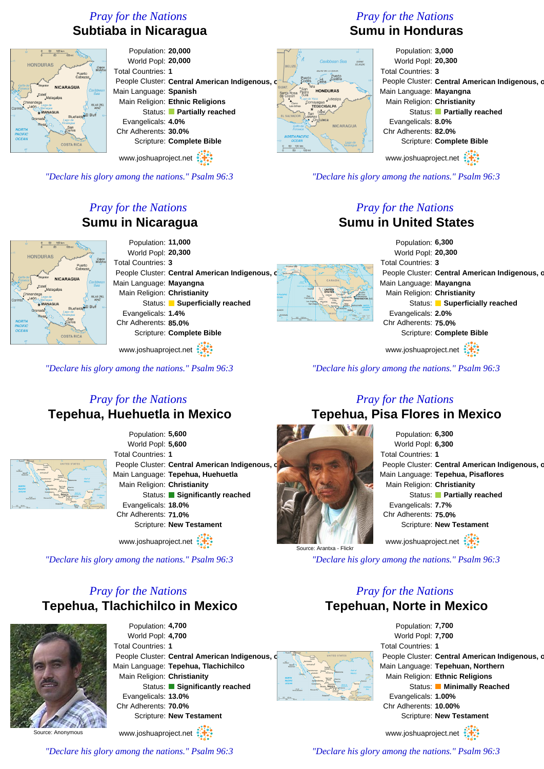## Pray for the Nations

# Subtiaba in Nicaragua

Population: **20,000**
World Popl: **20,000**
Total Countries: **1**
People Cluster: **Central American Indigenous, c**
Main Language: **Spanish**
Main Religion: **Ethnic Religions**
Status: **Partially reached**
Evangelicals: **4.0%**
Chr Adherents: **30.0%**
Scripture: **Complete Bible**

www.joshuaproject.net

*"Declare his glory among the nations." Psalm 96:3*

## Pray for the Nations

# Sumu in Honduras

Population: **3,000**
World Popl: **20,300**
Total Countries: **3**
People Cluster: **Central American Indigenous, c**
Main Language: **Mayangna**
Main Religion: **Christianity**
Status: **Partially reached**
Evangelicals: **8.0%**
Chr Adherents: **82.0%**
Scripture: **Complete Bible**

www.joshuaproject.net

*"Declare his glory among the nations." Psalm 96:3*

## Pray for the Nations

# Sumu in Nicaragua

Population: **11,000**
World Popl: **20,300**
Total Countries: **3**
People Cluster: **Central American Indigenous, c**
Main Language: **Mayangna**
Main Religion: **Christianity**
Status: **Superficially reached**
Evangelicals: **1.4%**
Chr Adherents: **85.0%**
Scripture: **Complete Bible**

www.joshuaproject.net

*"Declare his glory among the nations." Psalm 96:3*

## Pray for the Nations

# Sumu in United States

Population: **6,300**
World Popl: **20,300**
Total Countries: **3**
People Cluster: **Central American Indigenous, c**
Main Language: **Mayangna**
Main Religion: **Christianity**
Status: **Superficially reached**
Evangelicals: **2.0%**
Chr Adherents: **75.0%**
Scripture: **Complete Bible**

www.joshuaproject.net

*"Declare his glory among the nations." Psalm 96:3*

## Pray for the Nations

# Tepehua, Huehuetla in Mexico

Population: **5,600**
World Popl: **5,600**
Total Countries: **1**
People Cluster: **Central American Indigenous, c**
Main Language: **Tepehua, Huehuetla**
Main Religion: **Christianity**
Status: **Significantly reached**
Evangelicals: **18.0%**
Chr Adherents: **71.0%**
Scripture: **New Testament**

www.joshuaproject.net

*"Declare his glory among the nations." Psalm 96:3*

## Pray for the Nations

# Tepehua, Pisa Flores in Mexico

Source: Arantxa - Flickr

Population: **6,300**
World Popl: **6,300**
Total Countries: **1**
People Cluster: **Central American Indigenous, c**
Main Language: **Tepehua, Pisaflores**
Main Religion: **Christianity**
Status: **Partially reached**
Evangelicals: **7.7%**
Chr Adherents: **75.0%**
Scripture: **New Testament**

www.joshuaproject.net

*"Declare his glory among the nations." Psalm 96:3*

## Pray for the Nations

# Tepehua, Tlachichilco in Mexico

Source: Anonymous

Population: **4,700**
World Popl: **4,700**
Total Countries: **1**
People Cluster: **Central American Indigenous, c**
Main Language: **Tepehua, Tlachichilco**
Main Religion: **Christianity**
Status: **Significantly reached**
Evangelicals: **13.0%**
Chr Adherents: **70.0%**
Scripture: **New Testament**

www.joshuaproject.net

*"Declare his glory among the nations." Psalm 96:3*

## Pray for the Nations

# Tepehuan, Norte in Mexico

Population: **7,700**
World Popl: **7,700**
Total Countries: **1**
People Cluster: **Central American Indigenous, c**
Main Language: **Tepehuan, Northern**
Main Religion: **Ethnic Religions**
Status: **Minimally Reached**
Evangelicals: **1.00%**
Chr Adherents: **10.00%**
Scripture: **New Testament**

www.joshuaproject.net

*"Declare his glory among the nations." Psalm 96:3*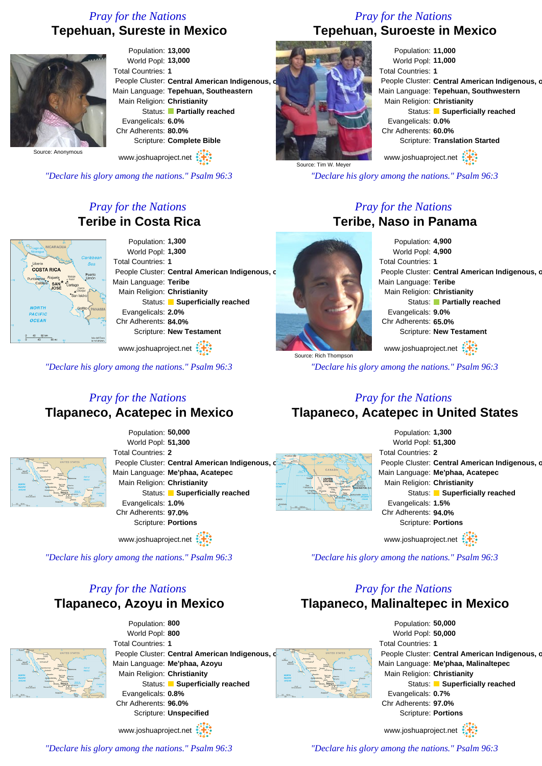*Pray for the Nations*

## Tepehuan, Sureste in Mexico

Source: Anonymous

Population: **13,000**
World Popl: **13,000**
Total Countries: **1**
People Cluster: **Central American Indigenous, c**
Main Language: **Tepehuan, Southeastern**
Main Religion: **Christianity**
Status: **Partially reached**
Evangelicals: **6.0%**
Chr Adherents: **80.0%**
Scripture: **Complete Bible**

www.joshuaproject.net

*"Declare his glory among the nations." Psalm 96:3*

*Pray for the Nations*

## Tepehuan, Suroeste in Mexico

Source: Tim W. Meyer

Population: **11,000**
World Popl: **11,000**
Total Countries: **1**
People Cluster: **Central American Indigenous, c**
Main Language: **Tepehuan, Southwestern**
Main Religion: **Christianity**
Status: **Superficially reached**
Evangelicals: **0.0%**
Chr Adherents: **60.0%**
Scripture: **Translation Started**

www.joshuaproject.net

*"Declare his glory among the nations." Psalm 96:3*

*Pray for the Nations*

## Teribe in Costa Rica

Population: **1,300**
World Popl: **1,300**
Total Countries: **1**
People Cluster: **Central American Indigenous, c**
Main Language: **Teribe**
Main Religion: **Christianity**
Status: **Superficially reached**
Evangelicals: **2.0%**
Chr Adherents: **84.0%**
Scripture: **New Testament**

www.joshuaproject.net

*"Declare his glory among the nations." Psalm 96:3*

*Pray for the Nations*

## Teribe, Naso in Panama

Source: Rich Thompson

Population: **4,900**
World Popl: **4,900**
Total Countries: **1**
People Cluster: **Central American Indigenous, c**
Main Language: **Teribe**
Main Religion: **Christianity**
Status: **Partially reached**
Evangelicals: **9.0%**
Chr Adherents: **65.0%**
Scripture: **New Testament**

www.joshuaproject.net

*"Declare his glory among the nations." Psalm 96:3*

*Pray for the Nations*

## Tlapaneco, Acatepec in Mexico

Population: **50,000**
World Popl: **51,300**
Total Countries: **2**
People Cluster: **Central American Indigenous, c**
Main Language: **Me'phaa, Acatepec**
Main Religion: **Christianity**
Status: **Superficially reached**
Evangelicals: **1.0%**
Chr Adherents: **97.0%**
Scripture: **Portions**

www.joshuaproject.net

*"Declare his glory among the nations." Psalm 96:3*

*Pray for the Nations*

## Tlapaneco, Acatepec in United States

Population: **1,300**
World Popl: **51,300**
Total Countries: **2**
People Cluster: **Central American Indigenous, c**
Main Language: **Me'phaa, Acatepec**
Main Religion: **Christianity**
Status: **Superficially reached**
Evangelicals: **1.5%**
Chr Adherents: **94.0%**
Scripture: **Portions**

www.joshuaproject.net

*"Declare his glory among the nations." Psalm 96:3*

*Pray for the Nations*

## Tlapaneco, Azoyu in Mexico

Population: **800**
World Popl: **800**
Total Countries: **1**
People Cluster: **Central American Indigenous, c**
Main Language: **Me'phaa, Azoyu**
Main Religion: **Christianity**
Status: **Superficially reached**
Evangelicals: **0.8%**
Chr Adherents: **96.0%**
Scripture: **Unspecified**

www.joshuaproject.net

*"Declare his glory among the nations." Psalm 96:3*

*Pray for the Nations*

## Tlapaneco, Malinaltepec in Mexico

Population: **50,000**
World Popl: **50,000**
Total Countries: **1**
People Cluster: **Central American Indigenous, c**
Main Language: **Me'phaa, Malinaltepec**
Main Religion: **Christianity**
Status: **Superficially reached**
Evangelicals: **0.7%**
Chr Adherents: **97.0%**
Scripture: **Portions**

www.joshuaproject.net

*"Declare his glory among the nations." Psalm 96:3*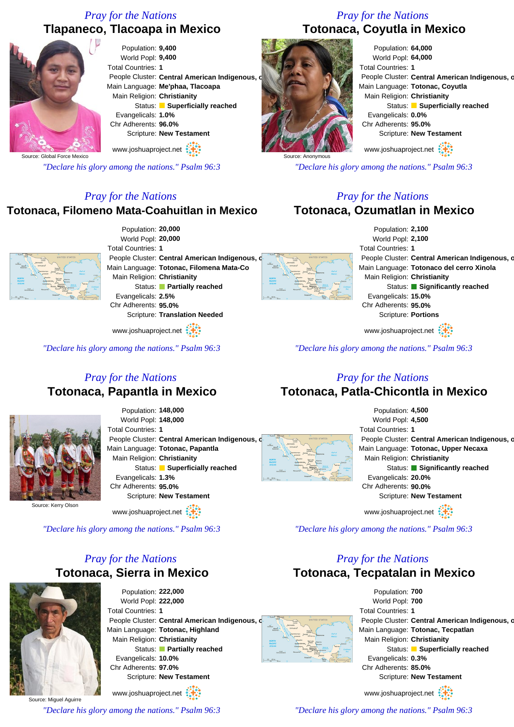*Pray for the Nations*

## Tlapaneco, Tlacoapa in Mexico

Source: Global Force Mexico

Population: **9,400**
World Popl: **9,400**
Total Countries: **1**
People Cluster: **Central American Indigenous, o**
Main Language: **Me'phaa, Tlacoapa**
Main Religion: **Christianity**
Status: **Superficially reached**
Evangelicals: **1.0%**
Chr Adherents: **96.0%**
Scripture: **New Testament**

www.joshuaproject.net

*"Declare his glory among the nations." Psalm 96:3*

*Pray for the Nations*

## Totonaca, Coyutla in Mexico

Source: Anonymous

Population: **64,000**
World Popl: **64,000**
Total Countries: **1**
People Cluster: **Central American Indigenous, o**
Main Language: **Totonac, Coyutla**
Main Religion: **Christianity**
Status: **Superficially reached**
Evangelicals: **0.0%**
Chr Adherents: **95.0%**
Scripture: **New Testament**

www.joshuaproject.net

*"Declare his glory among the nations." Psalm 96:3*

*Pray for the Nations*

## Totonaca, Filomeno Mata-Coahuitlan in Mexico

Population: **20,000**
World Popl: **20,000**
Total Countries: **1**
People Cluster: **Central American Indigenous, o**
Main Language: **Totonac, Filomena Mata-Co**
Main Religion: **Christianity**
Status: **Partially reached**
Evangelicals: **2.5%**
Chr Adherents: **95.0%**
Scripture: **Translation Needed**

www.joshuaproject.net

*"Declare his glory among the nations." Psalm 96:3*

*Pray for the Nations*

## Totonaca, Ozumatlan in Mexico

Population: **2,100**
World Popl: **2,100**
Total Countries: **1**
People Cluster: **Central American Indigenous, o**
Main Language: **Totonaco del cerro Xinola**
Main Religion: **Christianity**
Status: **Significantly reached**
Evangelicals: **15.0%**
Chr Adherents: **95.0%**
Scripture: **Portions**

www.joshuaproject.net

*"Declare his glory among the nations." Psalm 96:3*

*Pray for the Nations*

## Totonaca, Papantla in Mexico

Source: Kerry Olson

Population: **148,000**
World Popl: **148,000**
Total Countries: **1**
People Cluster: **Central American Indigenous, o**
Main Language: **Totonac, Papantla**
Main Religion: **Christianity**
Status: **Superficially reached**
Evangelicals: **1.3%**
Chr Adherents: **95.0%**
Scripture: **New Testament**

www.joshuaproject.net

*"Declare his glory among the nations." Psalm 96:3*

*Pray for the Nations*

## Totonaca, Patla-Chicontla in Mexico

Population: **4,500**
World Popl: **4,500**
Total Countries: **1**
People Cluster: **Central American Indigenous, o**
Main Language: **Totonac, Upper Necaxa**
Main Religion: **Christianity**
Status: **Significantly reached**
Evangelicals: **20.0%**
Chr Adherents: **90.0%**
Scripture: **New Testament**

www.joshuaproject.net

*"Declare his glory among the nations." Psalm 96:3*

*Pray for the Nations*

## Totonaca, Sierra in Mexico

Source: Miguel Aguirre

Population: **222,000**
World Popl: **222,000**
Total Countries: **1**
People Cluster: **Central American Indigenous, o**
Main Language: **Totonac, Highland**
Main Religion: **Christianity**
Status: **Partially reached**
Evangelicals: **10.0%**
Chr Adherents: **97.0%**
Scripture: **New Testament**

www.joshuaproject.net

*"Declare his glory among the nations." Psalm 96:3*

*Pray for the Nations*

## Totonaca, Tecpatalan in Mexico

Population: **700**
World Popl: **700**
Total Countries: **1**
People Cluster: **Central American Indigenous, o**
Main Language: **Totonac, Tecpatlan**
Main Religion: **Christianity**
Status: **Superficially reached**
Evangelicals: **0.3%**
Chr Adherents: **85.0%**
Scripture: **New Testament**

www.joshuaproject.net

*"Declare his glory among the nations." Psalm 96:3*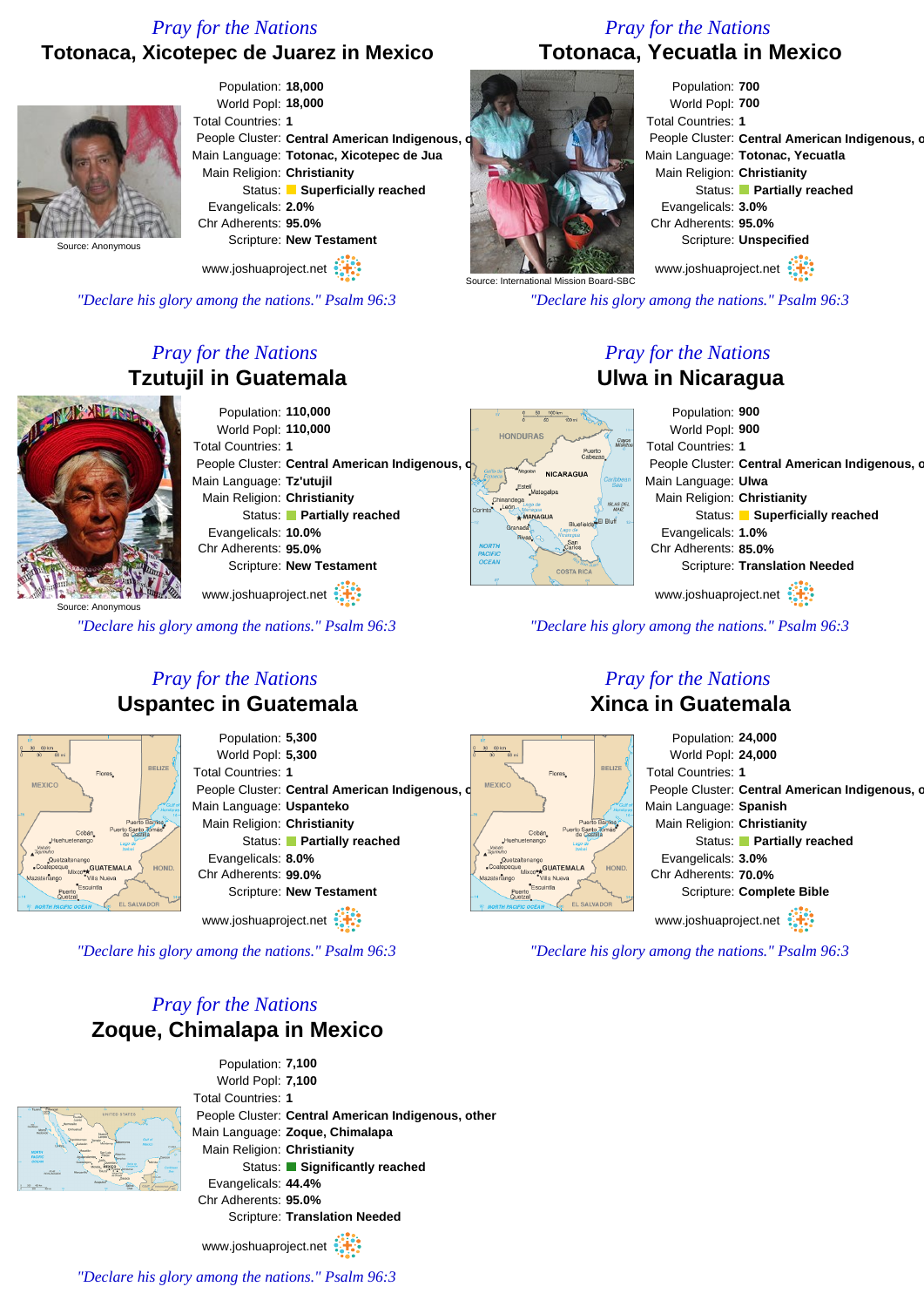## *Pray for the Nations*

## Totonaca, Xicotepec de Juarez in Mexico

Source: Anonymous

Population: **18,000**
World Popl: **18,000**
Total Countries: **1**
People Cluster: **Central American Indigenous, o**
Main Language: **Totonac, Xicotepec de Jua**
Main Religion: **Christianity**
Status: **Superficially reached**
Evangelicals: **2.0%**
Chr Adherents: **95.0%**
Scripture: **New Testament**

www.joshuaproject.net

*"Declare his glory among the nations." Psalm 96:3*

## *Pray for the Nations*

## Totonaca, Yecuatla in Mexico

Source: International Mission Board-SBC

Population: **700**
World Popl: **700**
Total Countries: **1**
People Cluster: **Central American Indigenous, o**
Main Language: **Totonac, Yecuatla**
Main Religion: **Christianity**
Status: **Partially reached**
Evangelicals: **3.0%**
Chr Adherents: **95.0%**
Scripture: **Unspecified**

www.joshuaproject.net

*"Declare his glory among the nations." Psalm 96:3*

## *Pray for the Nations*

## Tzutujil in Guatemala

Source: Anonymous

Population: **110,000**
World Popl: **110,000**
Total Countries: **1**
People Cluster: **Central American Indigenous, o**
Main Language: **Tz'utujil**
Main Religion: **Christianity**
Status: **Partially reached**
Evangelicals: **10.0%**
Chr Adherents: **95.0%**
Scripture: **New Testament**

www.joshuaproject.net

*"Declare his glory among the nations." Psalm 96:3*

## *Pray for the Nations*

## Ulwa in Nicaragua

Population: **900**
World Popl: **900**
Total Countries: **1**
People Cluster: **Central American Indigenous, o**
Main Language: **Ulwa**
Main Religion: **Christianity**
Status: **Superficially reached**
Evangelicals: **1.0%**
Chr Adherents: **85.0%**
Scripture: **Translation Needed**

www.joshuaproject.net

*"Declare his glory among the nations." Psalm 96:3*

## *Pray for the Nations*

## Uspantec in Guatemala

Population: **5,300**
World Popl: **5,300**
Total Countries: **1**
People Cluster: **Central American Indigenous, o**
Main Language: **Uspanteko**
Main Religion: **Christianity**
Status: **Partially reached**
Evangelicals: **8.0%**
Chr Adherents: **99.0%**
Scripture: **New Testament**

www.joshuaproject.net

*"Declare his glory among the nations." Psalm 96:3*

## *Pray for the Nations*

## Xinca in Guatemala

Population: **24,000**
World Popl: **24,000**
Total Countries: **1**
People Cluster: **Central American Indigenous, o**
Main Language: **Spanish**
Main Religion: **Christianity**
Status: **Partially reached**
Evangelicals: **3.0%**
Chr Adherents: **70.0%**
Scripture: **Complete Bible**

www.joshuaproject.net

*"Declare his glory among the nations." Psalm 96:3*

## *Pray for the Nations*

## Zoque, Chimalapa in Mexico

Population: **7,100**
World Popl: **7,100**
Total Countries: **1**
People Cluster: **Central American Indigenous, other**
Main Language: **Zoque, Chimalapa**
Main Religion: **Christianity**
Status: **Significantly reached**
Evangelicals: **44.4%**
Chr Adherents: **95.0%**
Scripture: **Translation Needed**

www.joshuaproject.net

*"Declare his glory among the nations." Psalm 96:3*